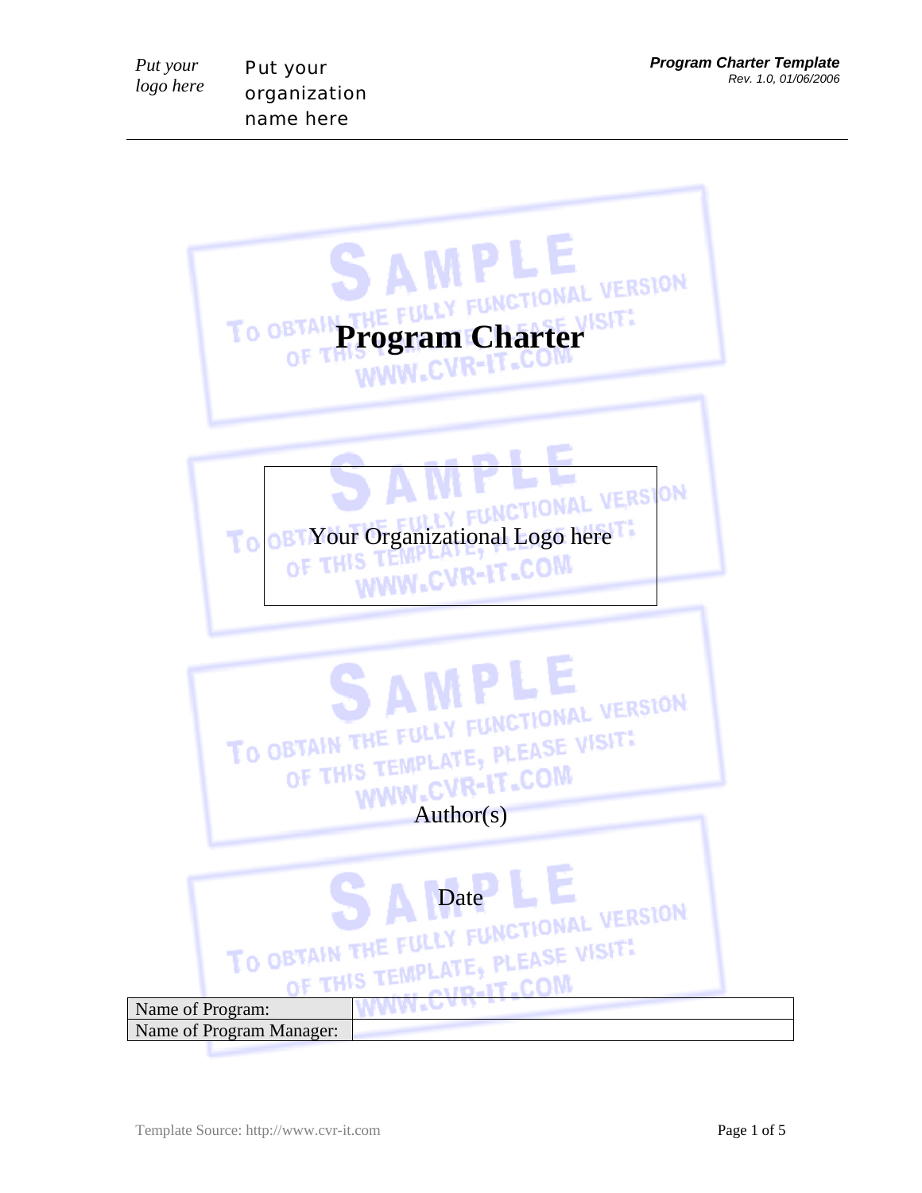# Program Charter

Your Organizational Logo here

Author(s)

Date

| Name of Program: | |
|---|---|
| Name of Program Manager: | |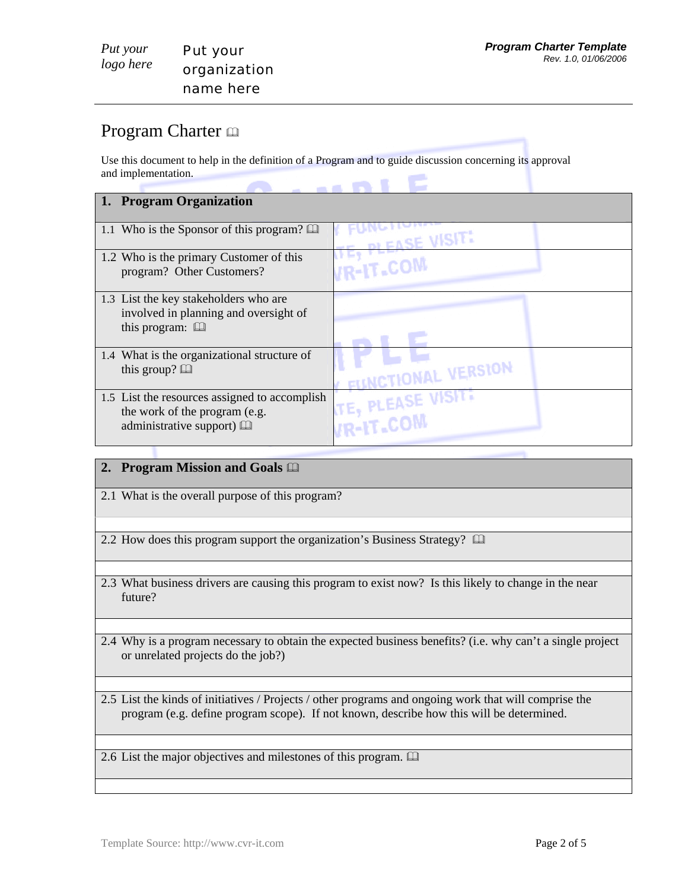# Program Charter 🕮

Use this document to help in the definition of a Program and to guide discussion concerning its approval and implementation.

| 1. Program Organization | |
|---|---|
| 1.1 Who is the Sponsor of this program? 🕮 | |
| 1.2 Who is the primary Customer of this program? Other Customers? | |
| 1.3 List the key stakeholders who are involved in planning and oversight of this program: 🕮 | |
| 1.4 What is the organizational structure of this group? 🕮 | |
| 1.5 List the resources assigned to accomplish the work of the program (e.g. administrative support) 🕮 | |

| 2. Program Mission and Goals 🕮 |
|---|
| 2.1 What is the overall purpose of this program? |
| |
| 2.2 How does this program support the organization's Business Strategy? 🕮 |
| |
| 2.3 What business drivers are causing this program to exist now? Is this likely to change in the near future? |
| |
| 2.4 Why is a program necessary to obtain the expected business benefits? (i.e. why can't a single project or unrelated projects do the job?) |
| |
| 2.5 List the kinds of initiatives / Projects / other programs and ongoing work that will comprise the program (e.g. define program scope). If not known, describe how this will be determined. |
| |
| 2.6 List the major objectives and milestones of this program. 🕮 |
| |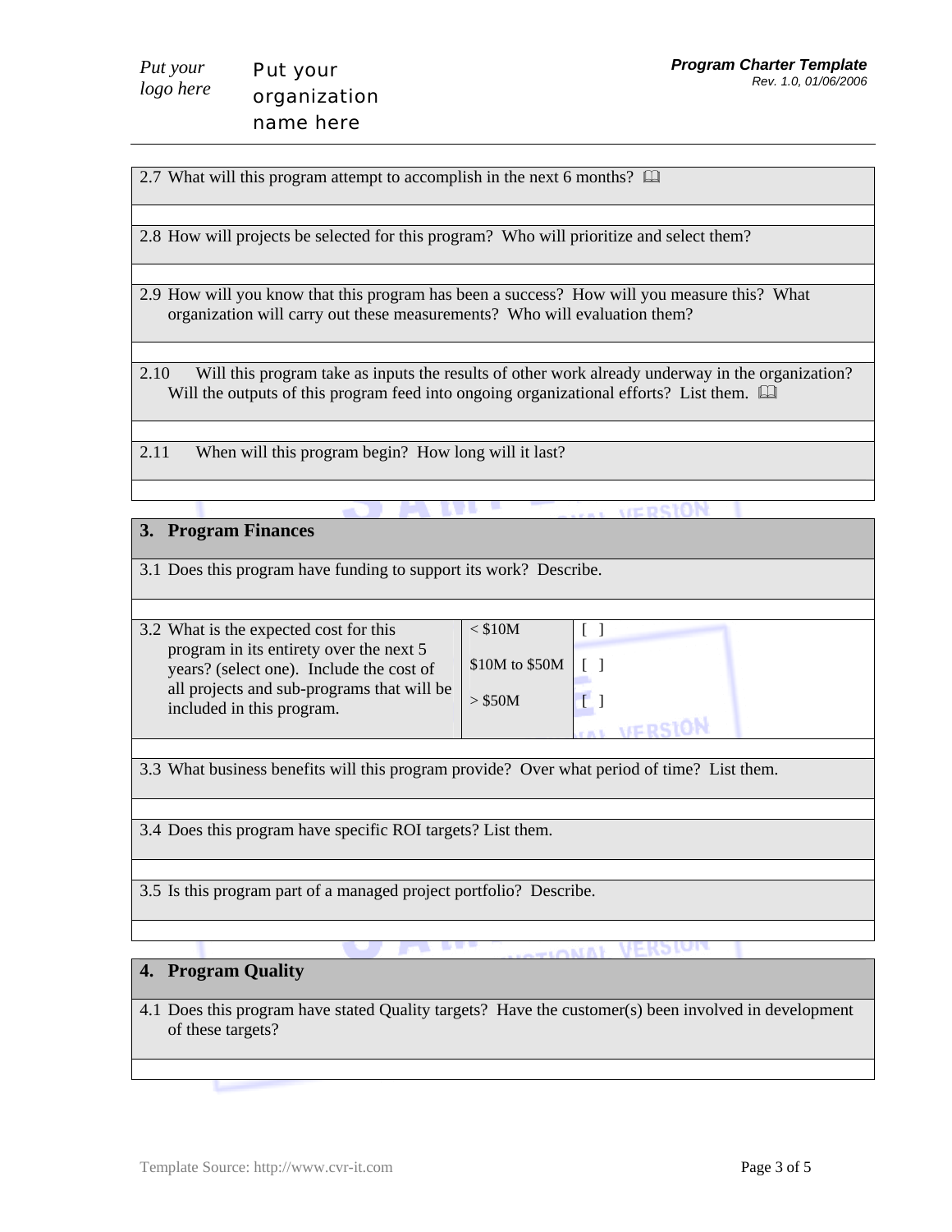2.7 What will this program attempt to accomplish in the next 6 months? 🕮

2.8 How will projects be selected for this program? Who will prioritize and select them?

2.9 How will you know that this program has been a success? How will you measure this? What organization will carry out these measurements? Who will evaluation them?

2.10 Will this program take as inputs the results of other work already underway in the organization? Will the outputs of this program feed into ongoing organizational efforts? List them. 🕮

2.11 When will this program begin? How long will it last?

## 3. Program Finances

3.1 Does this program have funding to support its work? Describe.

| 3.2 What is the expected cost for this program in its entirety over the next 5 years? (select one). Include the cost of all projects and sub-programs that will be included in this program. | | |
|---|---|---|
| | < $10M | [ ] |
| | $10M to $50M | [ ] |
| | > $50M | [ ] |

3.3 What business benefits will this program provide? Over what period of time? List them.

3.4 Does this program have specific ROI targets? List them.

3.5 Is this program part of a managed project portfolio? Describe.

## 4. Program Quality

4.1 Does this program have stated Quality targets? Have the customer(s) been involved in development of these targets?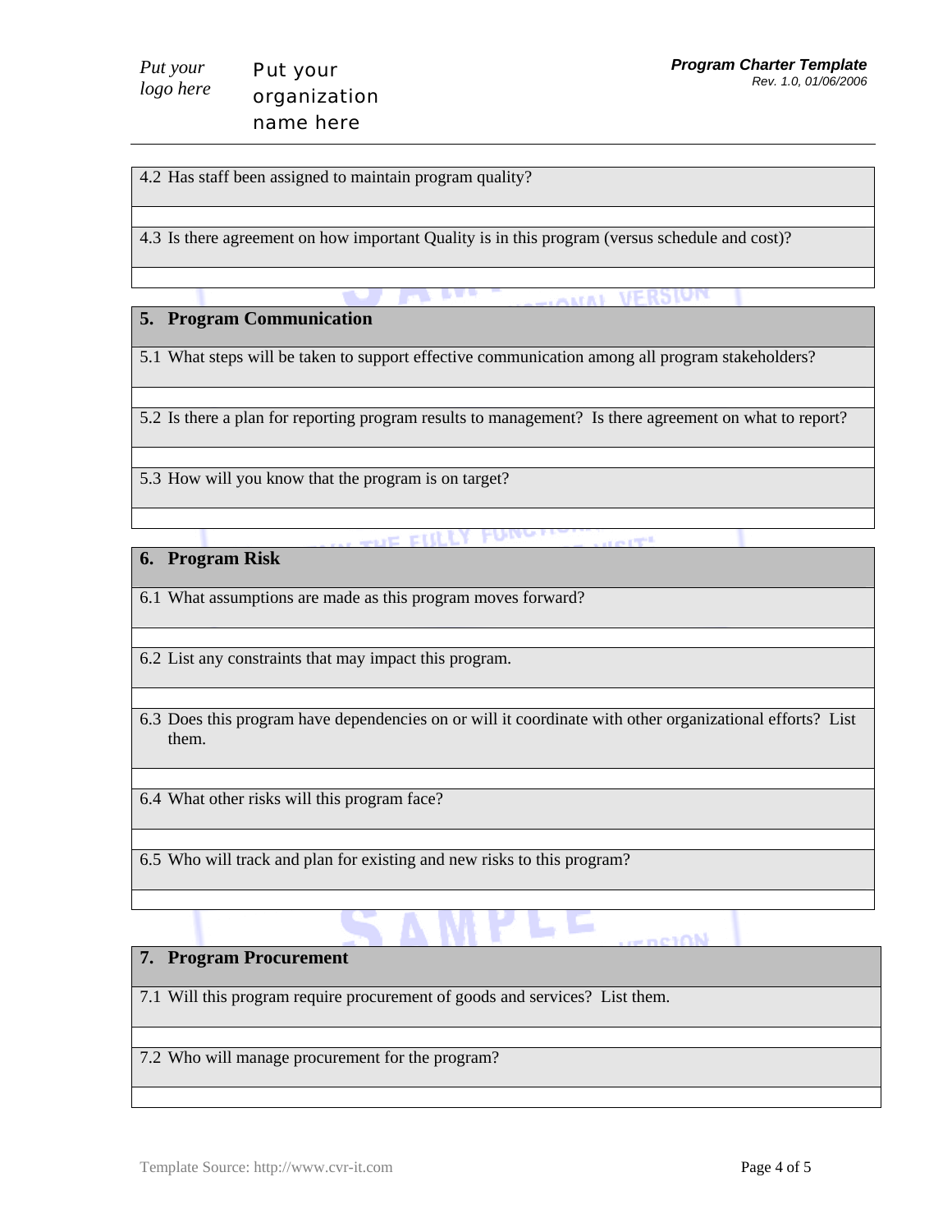4.2 Has staff been assigned to maintain program quality?

4.3 Is there agreement on how important Quality is in this program (versus schedule and cost)?

## 5. Program Communication

5.1 What steps will be taken to support effective communication among all program stakeholders?

5.2 Is there a plan for reporting program results to management? Is there agreement on what to report?

5.3 How will you know that the program is on target?

## 6. Program Risk

6.1 What assumptions are made as this program moves forward?

6.2 List any constraints that may impact this program.

6.3 Does this program have dependencies on or will it coordinate with other organizational efforts? List them.

6.4 What other risks will this program face?

6.5 Who will track and plan for existing and new risks to this program?

## 7. Program Procurement

7.1 Will this program require procurement of goods and services? List them.

7.2 Who will manage procurement for the program?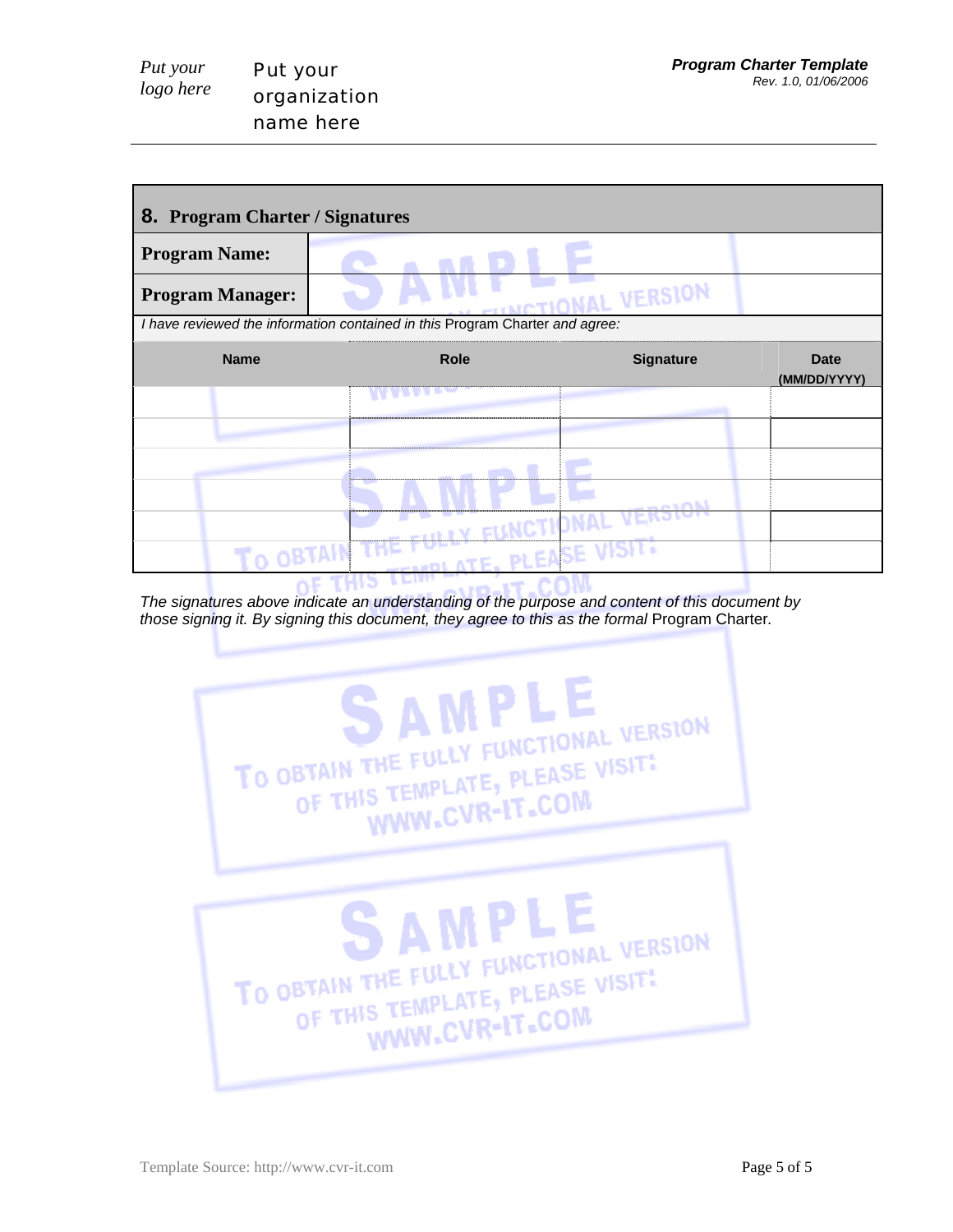## 8. Program Charter / Signatures

| | |
|---|---|
| **Program Name:** | |
| **Program Manager:** | |

*I have reviewed the information contained in this* Program Charter *and agree:*

| Name | Role | Signature | Date (MM/DD/YYYY) |
|---|---|---|---|
| | | | |
| | | | |
| | | | |
| | | | |
| | | | |
| | | | |

*The signatures above indicate an understanding of the purpose and content of this document by those signing it. By signing this document, they agree to this as the formal* Program Charter*.*